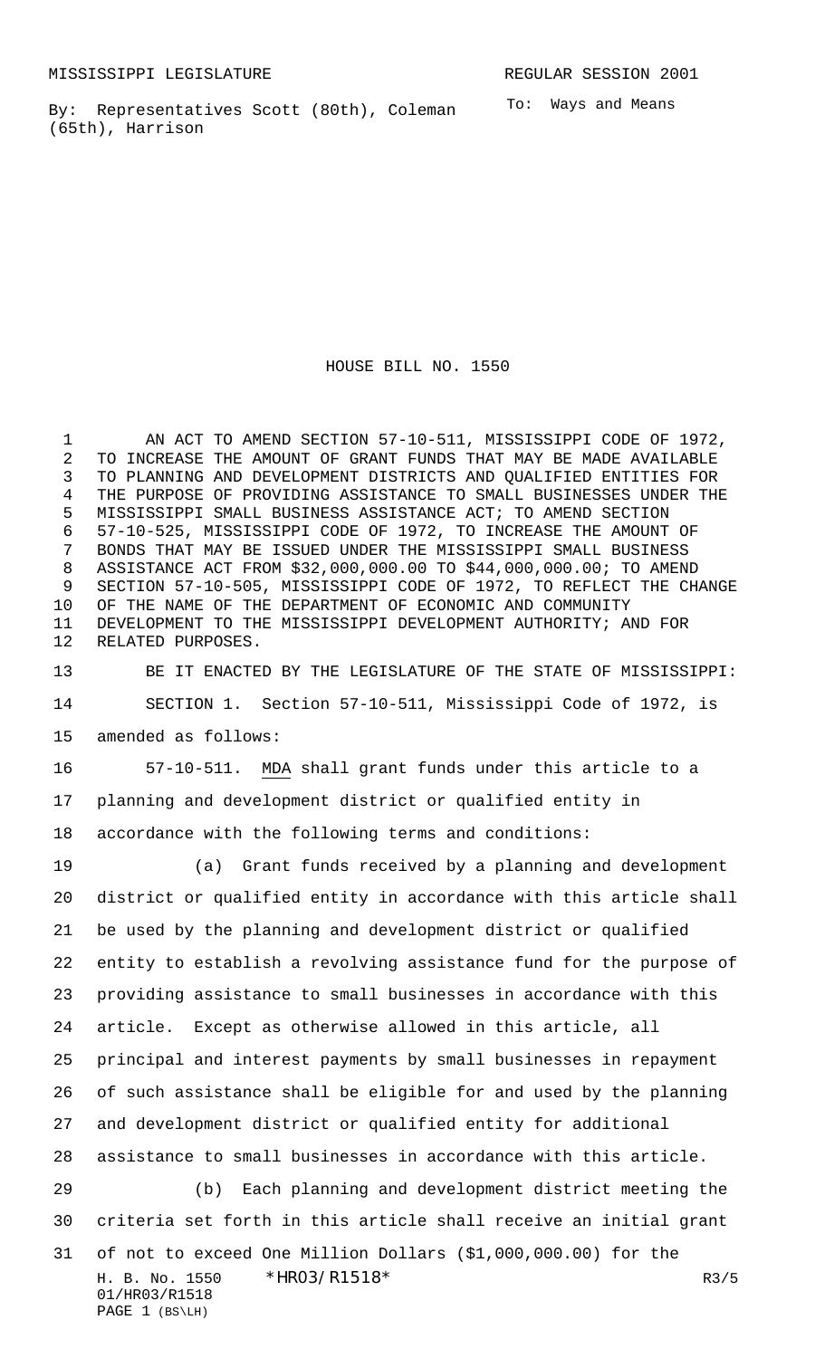MISSISSIPPI LEGISLATURE REGULAR SESSION 2001

By: Representatives Scott (80th), Coleman (65th), Harrison

To: Ways and Means

# HOUSE BILL NO. 1550

AN ACT TO AMEND SECTION 57-10-511, MISSISSIPPI CODE OF 1972, TO INCREASE THE AMOUNT OF GRANT FUNDS THAT MAY BE MADE AVAILABLE TO PLANNING AND DEVELOPMENT DISTRICTS AND QUALIFIED ENTITIES FOR THE PURPOSE OF PROVIDING ASSISTANCE TO SMALL BUSINESSES UNDER THE MISSISSIPPI SMALL BUSINESS ASSISTANCE ACT; TO AMEND SECTION 57-10-525, MISSISSIPPI CODE OF 1972, TO INCREASE THE AMOUNT OF BONDS THAT MAY BE ISSUED UNDER THE MISSISSIPPI SMALL BUSINESS ASSISTANCE ACT FROM $32,000,000.00 TO $44,000,000.00; TO AMEND SECTION 57-10-505, MISSISSIPPI CODE OF 1972, TO REFLECT THE CHANGE OF THE NAME OF THE DEPARTMENT OF ECONOMIC AND COMMUNITY DEVELOPMENT TO THE MISSISSIPPI DEVELOPMENT AUTHORITY; AND FOR RELATED PURPOSES.

BE IT ENACTED BY THE LEGISLATURE OF THE STATE OF MISSISSIPPI:

SECTION 1. Section 57-10-511, Mississippi Code of 1972, is amended as follows:

57-10-511. MDA shall grant funds under this article to a planning and development district or qualified entity in accordance with the following terms and conditions:

(a) Grant funds received by a planning and development district or qualified entity in accordance with this article shall be used by the planning and development district or qualified entity to establish a revolving assistance fund for the purpose of providing assistance to small businesses in accordance with this article. Except as otherwise allowed in this article, all principal and interest payments by small businesses in repayment of such assistance shall be eligible for and used by the planning and development district or qualified entity for additional assistance to small businesses in accordance with this article.

(b) Each planning and development district meeting the criteria set forth in this article shall receive an initial grant of not to exceed One Million Dollars ($1,000,000.00) for the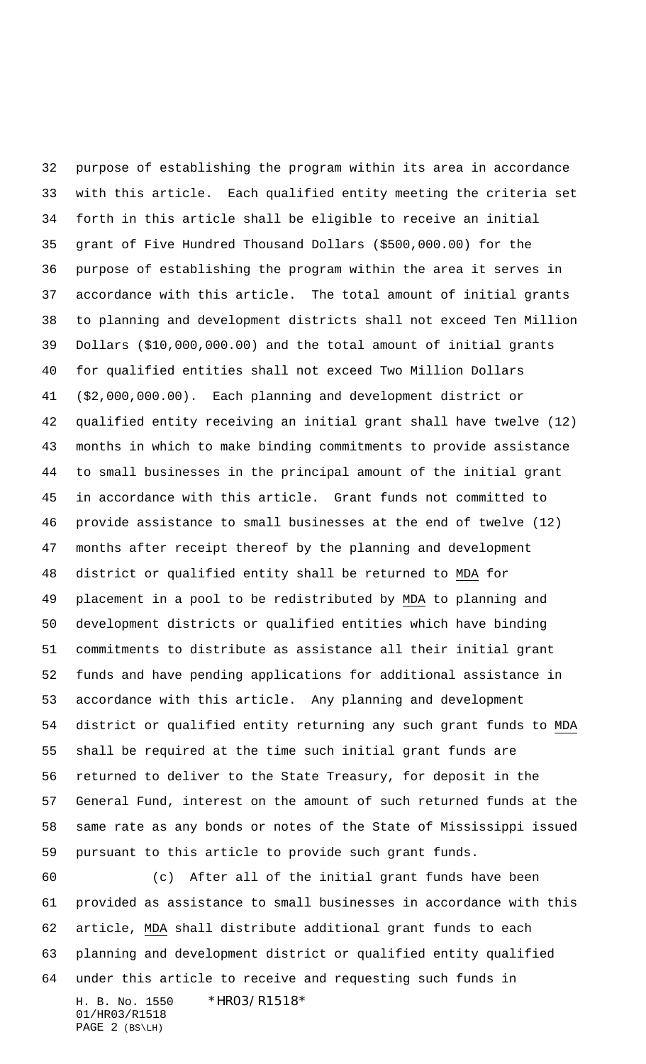purpose of establishing the program within its area in accordance with this article. Each qualified entity meeting the criteria set forth in this article shall be eligible to receive an initial grant of Five Hundred Thousand Dollars ($500,000.00) for the purpose of establishing the program within the area it serves in accordance with this article. The total amount of initial grants to planning and development districts shall not exceed Ten Million Dollars ($10,000,000.00) and the total amount of initial grants for qualified entities shall not exceed Two Million Dollars ($2,000,000.00). Each planning and development district or qualified entity receiving an initial grant shall have twelve (12) months in which to make binding commitments to provide assistance to small businesses in the principal amount of the initial grant in accordance with this article. Grant funds not committed to provide assistance to small businesses at the end of twelve (12) months after receipt thereof by the planning and development district or qualified entity shall be returned to MDA for placement in a pool to be redistributed by MDA to planning and development districts or qualified entities which have binding commitments to distribute as assistance all their initial grant funds and have pending applications for additional assistance in accordance with this article. Any planning and development district or qualified entity returning any such grant funds to MDA shall be required at the time such initial grant funds are returned to deliver to the State Treasury, for deposit in the General Fund, interest on the amount of such returned funds at the same rate as any bonds or notes of the State of Mississippi issued pursuant to this article to provide such grant funds.

(c) After all of the initial grant funds have been provided as assistance to small businesses in accordance with this article, MDA shall distribute additional grant funds to each planning and development district or qualified entity qualified under this article to receive and requesting such funds in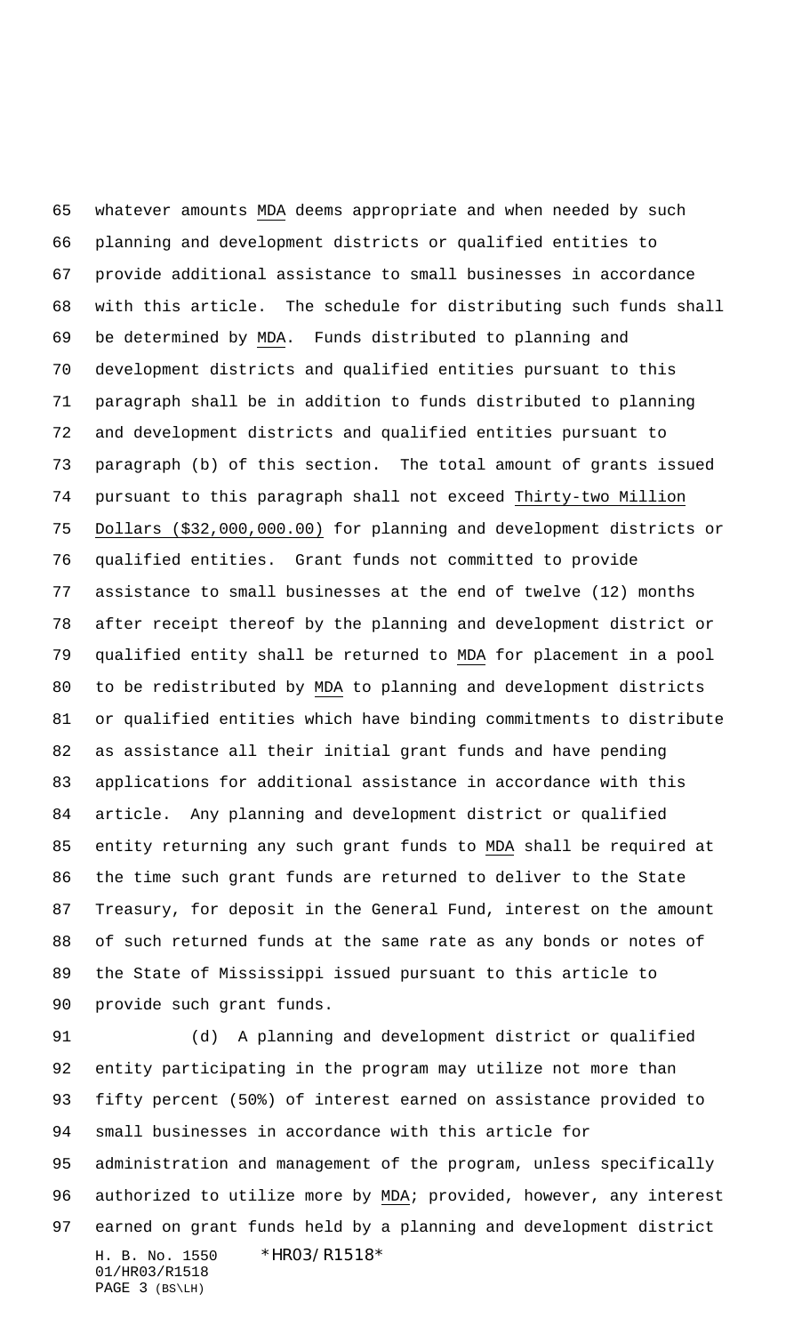whatever amounts MDA deems appropriate and when needed by such planning and development districts or qualified entities to provide additional assistance to small businesses in accordance with this article. The schedule for distributing such funds shall be determined by MDA. Funds distributed to planning and development districts and qualified entities pursuant to this paragraph shall be in addition to funds distributed to planning and development districts and qualified entities pursuant to paragraph (b) of this section. The total amount of grants issued pursuant to this paragraph shall not exceed Thirty-two Million Dollars ($32,000,000.00) for planning and development districts or qualified entities. Grant funds not committed to provide assistance to small businesses at the end of twelve (12) months after receipt thereof by the planning and development district or qualified entity shall be returned to MDA for placement in a pool to be redistributed by MDA to planning and development districts or qualified entities which have binding commitments to distribute as assistance all their initial grant funds and have pending applications for additional assistance in accordance with this article. Any planning and development district or qualified entity returning any such grant funds to MDA shall be required at the time such grant funds are returned to deliver to the State Treasury, for deposit in the General Fund, interest on the amount of such returned funds at the same rate as any bonds or notes of the State of Mississippi issued pursuant to this article to provide such grant funds.

(d) A planning and development district or qualified entity participating in the program may utilize not more than fifty percent (50%) of interest earned on assistance provided to small businesses in accordance with this article for administration and management of the program, unless specifically authorized to utilize more by MDA; provided, however, any interest earned on grant funds held by a planning and development district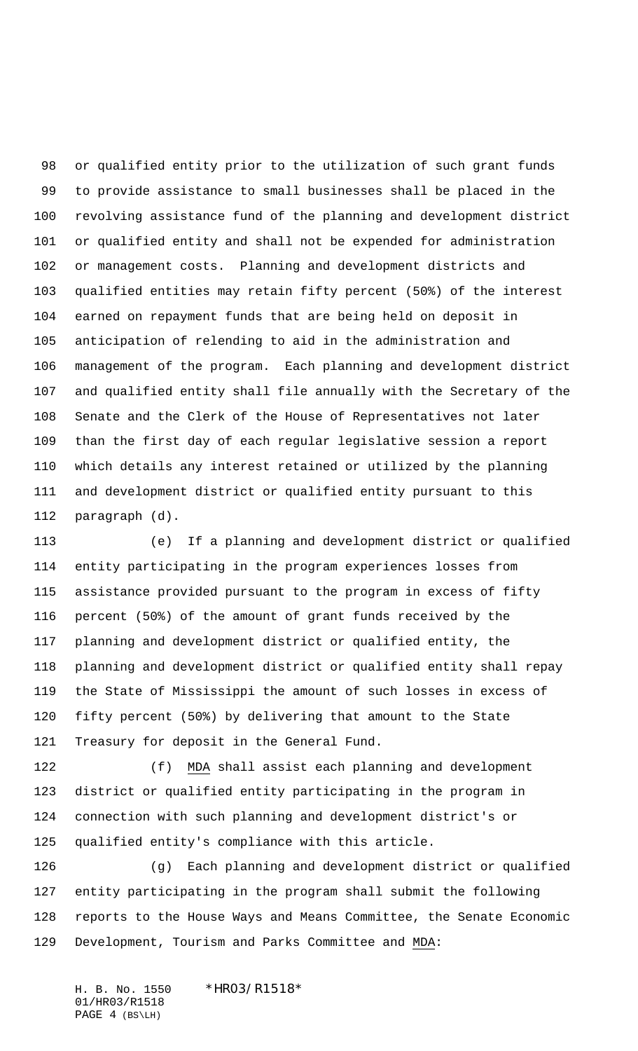or qualified entity prior to the utilization of such grant funds to provide assistance to small businesses shall be placed in the revolving assistance fund of the planning and development district or qualified entity and shall not be expended for administration or management costs. Planning and development districts and qualified entities may retain fifty percent (50%) of the interest earned on repayment funds that are being held on deposit in anticipation of relending to aid in the administration and management of the program. Each planning and development district and qualified entity shall file annually with the Secretary of the Senate and the Clerk of the House of Representatives not later than the first day of each regular legislative session a report which details any interest retained or utilized by the planning and development district or qualified entity pursuant to this paragraph (d).

(e) If a planning and development district or qualified entity participating in the program experiences losses from assistance provided pursuant to the program in excess of fifty percent (50%) of the amount of grant funds received by the planning and development district or qualified entity, the planning and development district or qualified entity shall repay the State of Mississippi the amount of such losses in excess of fifty percent (50%) by delivering that amount to the State Treasury for deposit in the General Fund.

(f) MDA shall assist each planning and development district or qualified entity participating in the program in connection with such planning and development district's or qualified entity's compliance with this article.

(g) Each planning and development district or qualified entity participating in the program shall submit the following reports to the House Ways and Means Committee, the Senate Economic Development, Tourism and Parks Committee and MDA: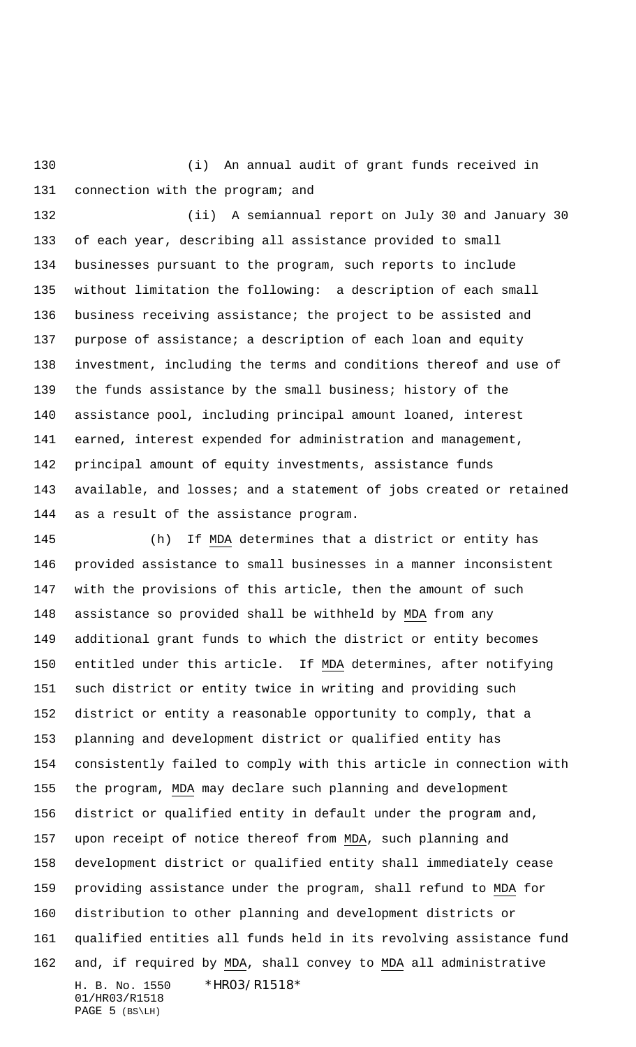(i) An annual audit of grant funds received in connection with the program; and

(ii) A semiannual report on July 30 and January 30 of each year, describing all assistance provided to small businesses pursuant to the program, such reports to include without limitation the following: a description of each small business receiving assistance; the project to be assisted and purpose of assistance; a description of each loan and equity investment, including the terms and conditions thereof and use of the funds assistance by the small business; history of the assistance pool, including principal amount loaned, interest earned, interest expended for administration and management, principal amount of equity investments, assistance funds available, and losses; and a statement of jobs created or retained as a result of the assistance program.

(h) If MDA determines that a district or entity has provided assistance to small businesses in a manner inconsistent with the provisions of this article, then the amount of such assistance so provided shall be withheld by MDA from any additional grant funds to which the district or entity becomes entitled under this article. If MDA determines, after notifying such district or entity twice in writing and providing such district or entity a reasonable opportunity to comply, that a planning and development district or qualified entity has consistently failed to comply with this article in connection with the program, MDA may declare such planning and development district or qualified entity in default under the program and, upon receipt of notice thereof from MDA, such planning and development district or qualified entity shall immediately cease providing assistance under the program, shall refund to MDA for distribution to other planning and development districts or qualified entities all funds held in its revolving assistance fund and, if required by MDA, shall convey to MDA all administrative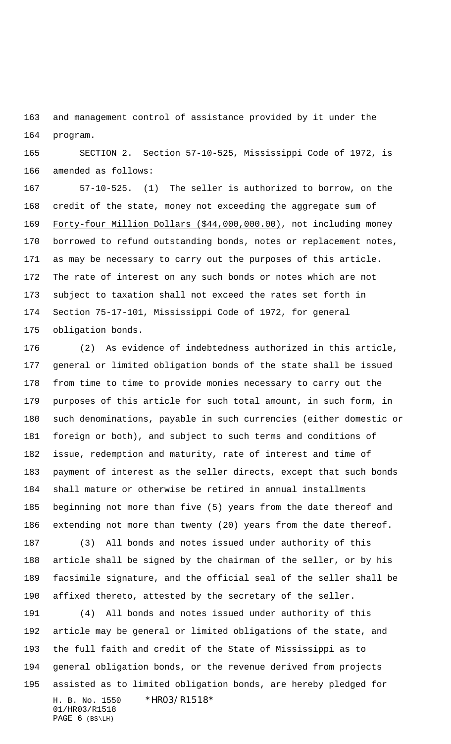and management control of assistance provided by it under the program.

SECTION 2. Section 57-10-525, Mississippi Code of 1972, is amended as follows:

57-10-525. (1) The seller is authorized to borrow, on the credit of the state, money not exceeding the aggregate sum of Forty-four Million Dollars ($44,000,000.00), not including money borrowed to refund outstanding bonds, notes or replacement notes, as may be necessary to carry out the purposes of this article. The rate of interest on any such bonds or notes which are not subject to taxation shall not exceed the rates set forth in Section 75-17-101, Mississippi Code of 1972, for general obligation bonds.

(2) As evidence of indebtedness authorized in this article, general or limited obligation bonds of the state shall be issued from time to time to provide monies necessary to carry out the purposes of this article for such total amount, in such form, in such denominations, payable in such currencies (either domestic or foreign or both), and subject to such terms and conditions of issue, redemption and maturity, rate of interest and time of payment of interest as the seller directs, except that such bonds shall mature or otherwise be retired in annual installments beginning not more than five (5) years from the date thereof and extending not more than twenty (20) years from the date thereof.

(3) All bonds and notes issued under authority of this article shall be signed by the chairman of the seller, or by his facsimile signature, and the official seal of the seller shall be affixed thereto, attested by the secretary of the seller.

(4) All bonds and notes issued under authority of this article may be general or limited obligations of the state, and the full faith and credit of the State of Mississippi as to general obligation bonds, or the revenue derived from projects assisted as to limited obligation bonds, are hereby pledged for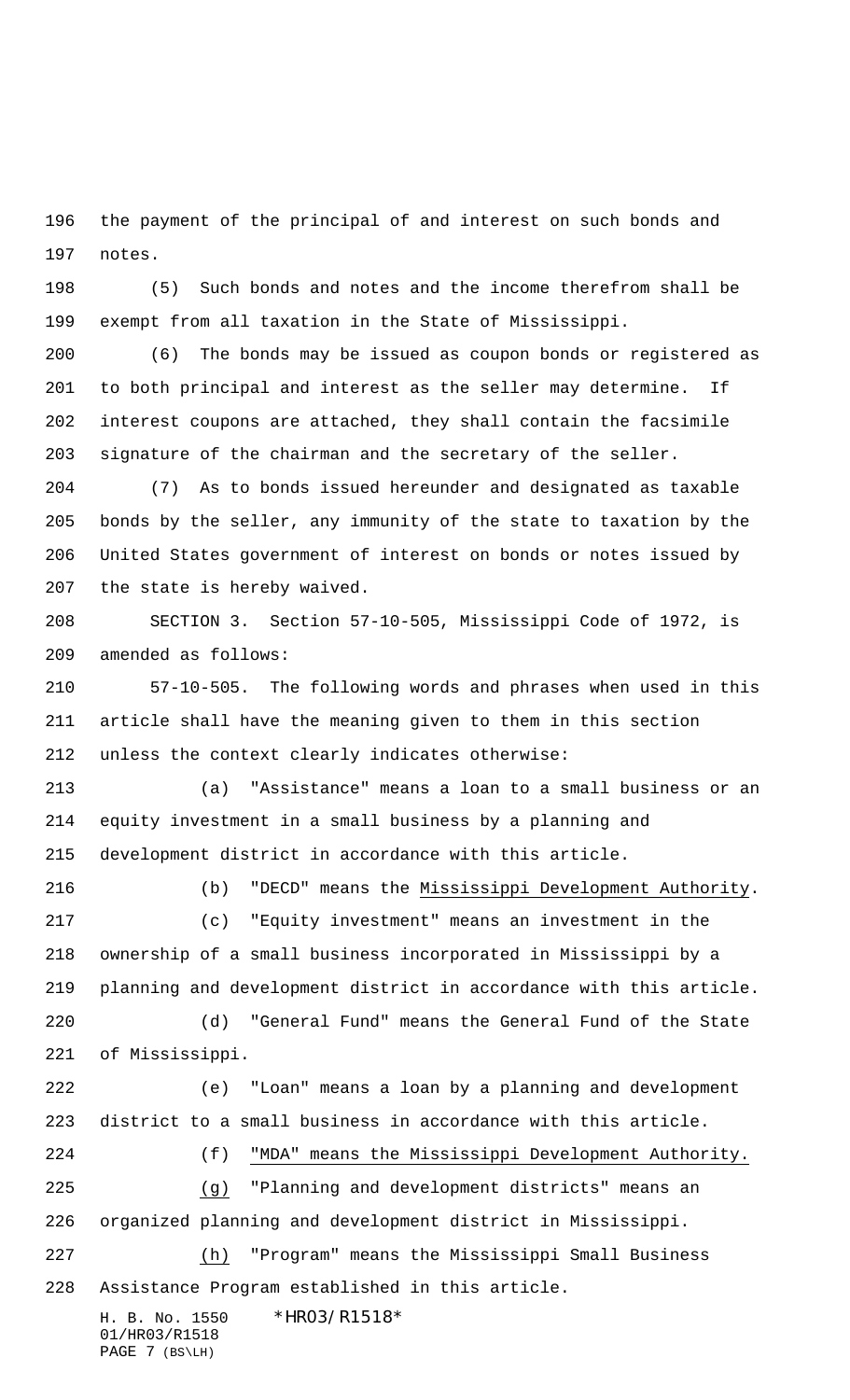the payment of the principal of and interest on such bonds and notes.

(5) Such bonds and notes and the income therefrom shall be exempt from all taxation in the State of Mississippi.

(6) The bonds may be issued as coupon bonds or registered as to both principal and interest as the seller may determine. If interest coupons are attached, they shall contain the facsimile signature of the chairman and the secretary of the seller.

(7) As to bonds issued hereunder and designated as taxable bonds by the seller, any immunity of the state to taxation by the United States government of interest on bonds or notes issued by the state is hereby waived.

SECTION 3. Section 57-10-505, Mississippi Code of 1972, is amended as follows:

57-10-505. The following words and phrases when used in this article shall have the meaning given to them in this section unless the context clearly indicates otherwise:

(a) "Assistance" means a loan to a small business or an equity investment in a small business by a planning and development district in accordance with this article.

(b) "DECD" means the Mississippi Development Authority.

(c) "Equity investment" means an investment in the ownership of a small business incorporated in Mississippi by a planning and development district in accordance with this article.

(d) "General Fund" means the General Fund of the State of Mississippi.

(e) "Loan" means a loan by a planning and development district to a small business in accordance with this article.

(f) "MDA" means the Mississippi Development Authority.

(g) "Planning and development districts" means an organized planning and development district in Mississippi.

(h) "Program" means the Mississippi Small Business Assistance Program established in this article.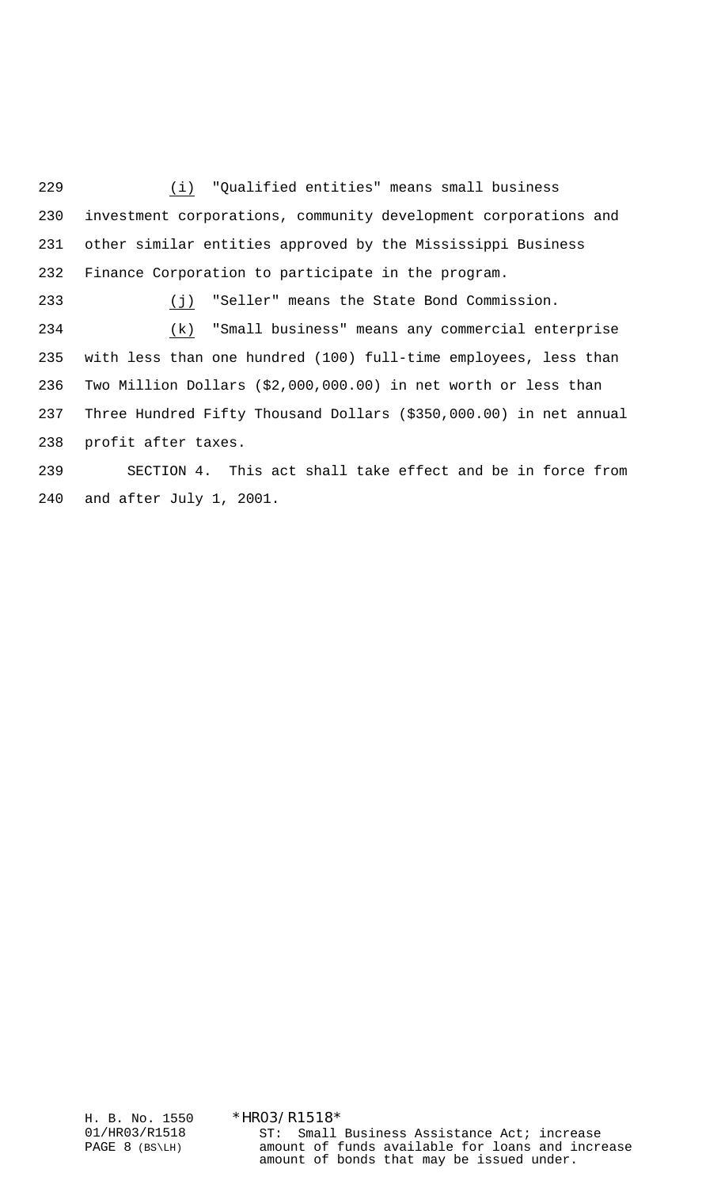(i) "Qualified entities" means small business investment corporations, community development corporations and other similar entities approved by the Mississippi Business Finance Corporation to participate in the program.

(j) "Seller" means the State Bond Commission.

(k) "Small business" means any commercial enterprise with less than one hundred (100) full-time employees, less than Two Million Dollars ($2,000,000.00) in net worth or less than Three Hundred Fifty Thousand Dollars ($350,000.00) in net annual profit after taxes.

SECTION 4. This act shall take effect and be in force from and after July 1, 2001.

ST: Small Business Assistance Act; increase amount of funds available for loans and increase amount of bonds that may be issued under.